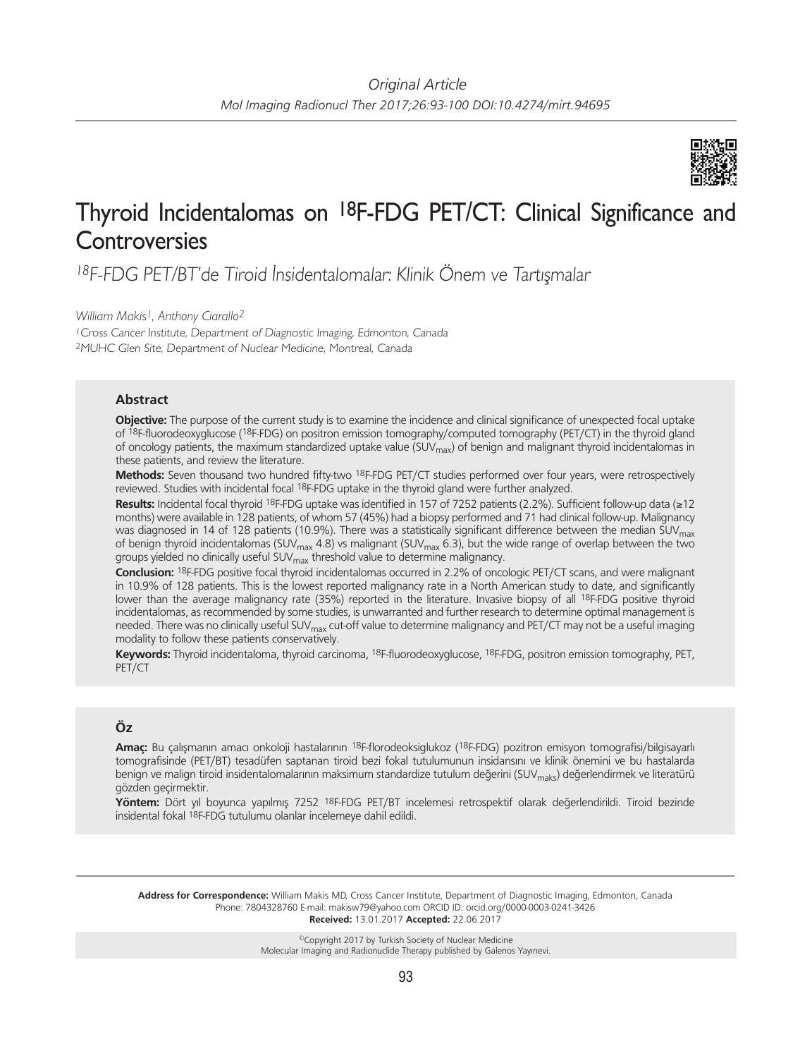*Original Article*

# Thyroid Incidentalomas on $^{18}$F-FDG PET/CT: Clinical Significance and Controversies

*$^{18}$F-FDG PET/BT'de Tiroid İnsidentalomalar: Klinik Önem ve Tartışmalar*

*William Makis[1], Anthony Ciarallo[2]*

[1]Cross Cancer Institute, Department of Diagnostic Imaging, Edmonton, Canada
[2]MUHC Glen Site, Department of Nuclear Medicine, Montreal, Canada

## Abstract

**Objective:** The purpose of the current study is to examine the incidence and clinical significance of unexpected focal uptake of $^{18}$F-fluorodeoxyglucose ($^{18}$F-FDG) on positron emission tomography/computed tomography (PET/CT) in the thyroid gland of oncology patients, the maximum standardized uptake value ($SUV_{max}$) of benign and malignant thyroid incidentalomas in these patients, and review the literature.

**Methods:** Seven thousand two hundred fifty-two $^{18}$F-FDG PET/CT studies performed over four years, were retrospectively reviewed. Studies with incidental focal $^{18}$F-FDG uptake in the thyroid gland were further analyzed.

**Results:** Incidental focal thyroid $^{18}$F-FDG uptake was identified in 157 of 7252 patients (2.2%). Sufficient follow-up data (≥12 months) were available in 128 patients, of whom 57 (45%) had a biopsy performed and 71 had clinical follow-up. Malignancy was diagnosed in 14 of 128 patients (10.9%). There was a statistically significant difference between the median $SUV_{max}$ of benign thyroid incidentalomas ($SUV_{max}$ 4.8) vs malignant ($SUV_{max}$ 6.3), but the wide range of overlap between the two groups yielded no clinically useful $SUV_{max}$ threshold value to determine malignancy.

**Conclusion:** $^{18}$F-FDG positive focal thyroid incidentalomas occurred in 2.2% of oncologic PET/CT scans, and were malignant in 10.9% of 128 patients. This is the lowest reported malignancy rate in a North American study to date, and significantly lower than the average malignancy rate (35%) reported in the literature. Invasive biopsy of all $^{18}$F-FDG positive thyroid incidentalomas, as recommended by some studies, is unwarranted and further research to determine optimal management is needed. There was no clinically useful $SUV_{max}$ cut-off value to determine malignancy and PET/CT may not be a useful imaging modality to follow these patients conservatively.

**Keywords:** Thyroid incidentaloma, thyroid carcinoma, $^{18}$F-fluorodeoxyglucose, $^{18}$F-FDG, positron emission tomography, PET, PET/CT

## Öz

**Amaç:** Bu çalışmanın amacı onkoloji hastalarının $^{18}$F-florodeoksiglukoz ($^{18}$F-FDG) pozitron emisyon tomografisi/bilgisayarlı tomografisinde (PET/BT) tesadüfen saptanan tiroid bezi fokal tutulumunun insidansını ve klinik önemini ve bu hastalarda benign ve malign tiroid insidentalomalarının maksimum standardize tutulum değerini ($SUV_{maks}$) değerlendirmek ve literatürü gözden geçirmektir.

**Yöntem:** Dört yıl boyunca yapılmış 7252 $^{18}$F-FDG PET/BT incelemesi retrospektif olarak değerlendirildi. Tiroid bezinde insidental fokal $^{18}$F-FDG tutulumu olanlar incelemeye dahil edildi.

---

**Address for Correspondence:** William Makis MD, Cross Cancer Institute, Department of Diagnostic Imaging, Edmonton, Canada
Phone: 7804328760 E-mail: makisw79@yahoo.com ORCID ID: orcid.org/0000-0003-0241-3426
**Received:** 13.01.2017 **Accepted:** 22.06.2017

©Copyright 2017 by Turkish Society of Nuclear Medicine
Molecular Imaging and Radionuclide Therapy published by Galenos Yayınevi.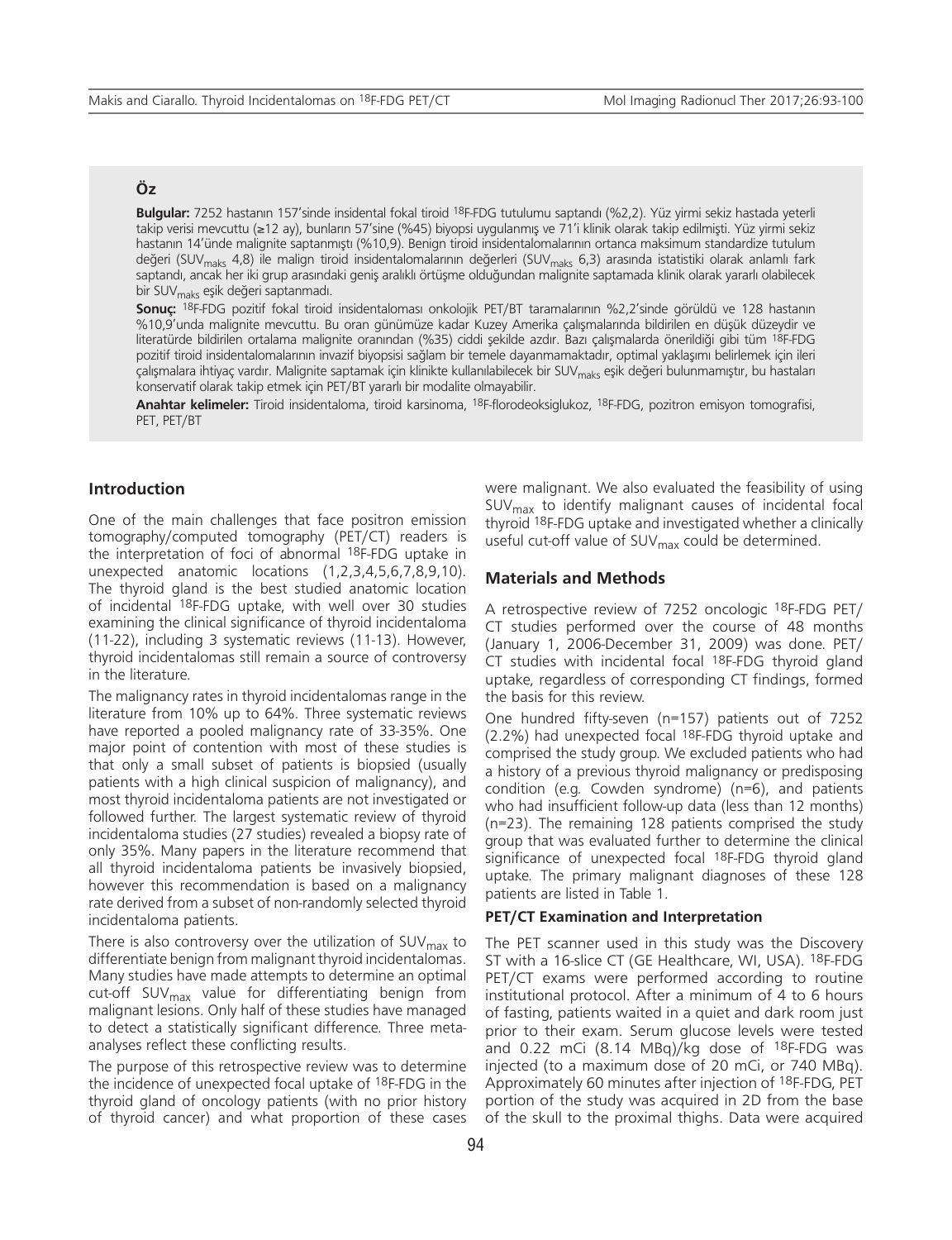## Öz

**Bulgular:** 7252 hastanın 157'sinde insidental fokal tiroid 18F-FDG tutulumu saptandı (%2,2). Yüz yirmi sekiz hastada yeterli takip verisi mevcuttu (≥12 ay), bunların 57'sine (%45) biyopsi uygulanmış ve 71'i klinik olarak takip edilmişti. Yüz yirmi sekiz hastanın 14'ünde malignite saptanmıştı (%10,9). Benign tiroid insidentalomalarının ortanca maksimum standardize tutulum değeri ($SUV_{maks}$ 4,8) ile malign tiroid insidentalomalarının değerleri ($SUV_{maks}$ 6,3) arasında istatistiki olarak anlamlı fark saptandı, ancak her iki grup arasındaki geniş aralıklı örtüşme olduğundan malignite saptamada klinik olarak yararlı olabilecek bir $SUV_{maks}$ eşik değeri saptanmadı.

**Sonuç:** 18F-FDG pozitif fokal tiroid insidentaloması onkolojik PET/BT taramalarının %2,2'sinde görüldü ve 128 hastanın %10,9'unda malignite mevcuttu. Bu oran günümüze kadar Kuzey Amerika çalışmalarında bildirilen en düşük düzeydir ve literatürde bildirilen ortalama malignite oranından (%35) ciddi şekilde azdır. Bazı çalışmalarda önerildiği gibi tüm 18F-FDG pozitif tiroid insidentalomalarının invazif biyopsisi sağlam bir temele dayanmamaktadır, optimal yaklaşımı belirlemek için ileri çalışmalara ihtiyaç vardır. Malignite saptamak için klinikte kullanılabilecek bir $SUV_{maks}$ eşik değeri bulunmamıştır, bu hastaları konservatif olarak takip etmek için PET/BT yararlı bir modalite olmayabilir.

**Anahtar kelimeler:** Tiroid insidentaloma, tiroid karsinoma, 18F-florodeoksiglukoz, 18F-FDG, pozitron emisyon tomografisi, PET, PET/BT

## Introduction

One of the main challenges that face positron emission tomography/computed tomography (PET/CT) readers is the interpretation of foci of abnormal 18F-FDG uptake in unexpected anatomic locations (1,2,3,4,5,6,7,8,9,10). The thyroid gland is the best studied anatomic location of incidental 18F-FDG uptake, with well over 30 studies examining the clinical significance of thyroid incidentaloma (11-22), including 3 systematic reviews (11-13). However, thyroid incidentalomas still remain a source of controversy in the literature.

The malignancy rates in thyroid incidentalomas range in the literature from 10% up to 64%. Three systematic reviews have reported a pooled malignancy rate of 33-35%. One major point of contention with most of these studies is that only a small subset of patients is biopsied (usually patients with a high clinical suspicion of malignancy), and most thyroid incidentaloma patients are not investigated or followed further. The largest systematic review of thyroid incidentaloma studies (27 studies) revealed a biopsy rate of only 35%. Many papers in the literature recommend that all thyroid incidentaloma patients be invasively biopsied, however this recommendation is based on a malignancy rate derived from a subset of non-randomly selected thyroid incidentaloma patients.

There is also controversy over the utilization of $SUV_{max}$ to differentiate benign from malignant thyroid incidentalomas. Many studies have made attempts to determine an optimal cut-off $SUV_{max}$ value for differentiating benign from malignant lesions. Only half of these studies have managed to detect a statistically significant difference. Three meta-analyses reflect these conflicting results.

The purpose of this retrospective review was to determine the incidence of unexpected focal uptake of 18F-FDG in the thyroid gland of oncology patients (with no prior history of thyroid cancer) and what proportion of these cases were malignant. We also evaluated the feasibility of using $SUV_{max}$ to identify malignant causes of incidental focal thyroid 18F-FDG uptake and investigated whether a clinically useful cut-off value of $SUV_{max}$ could be determined.

## Materials and Methods

A retrospective review of 7252 oncologic 18F-FDG PET/CT studies performed over the course of 48 months (January 1, 2006-December 31, 2009) was done. PET/CT studies with incidental focal 18F-FDG thyroid gland uptake, regardless of corresponding CT findings, formed the basis for this review.

One hundred fifty-seven (n=157) patients out of 7252 (2.2%) had unexpected focal 18F-FDG thyroid uptake and comprised the study group. We excluded patients who had a history of a previous thyroid malignancy or predisposing condition (e.g. Cowden syndrome) (n=6), and patients who had insufficient follow-up data (less than 12 months) (n=23). The remaining 128 patients comprised the study group that was evaluated further to determine the clinical significance of unexpected focal 18F-FDG thyroid gland uptake. The primary malignant diagnoses of these 128 patients are listed in Table 1.

### PET/CT Examination and Interpretation

The PET scanner used in this study was the Discovery ST with a 16-slice CT (GE Healthcare, WI, USA). 18F-FDG PET/CT exams were performed according to routine institutional protocol. After a minimum of 4 to 6 hours of fasting, patients waited in a quiet and dark room just prior to their exam. Serum glucose levels were tested and 0.22 mCi (8.14 MBq)/kg dose of 18F-FDG was injected (to a maximum dose of 20 mCi, or 740 MBq). Approximately 60 minutes after injection of 18F-FDG, PET portion of the study was acquired in 2D from the base of the skull to the proximal thighs. Data were acquired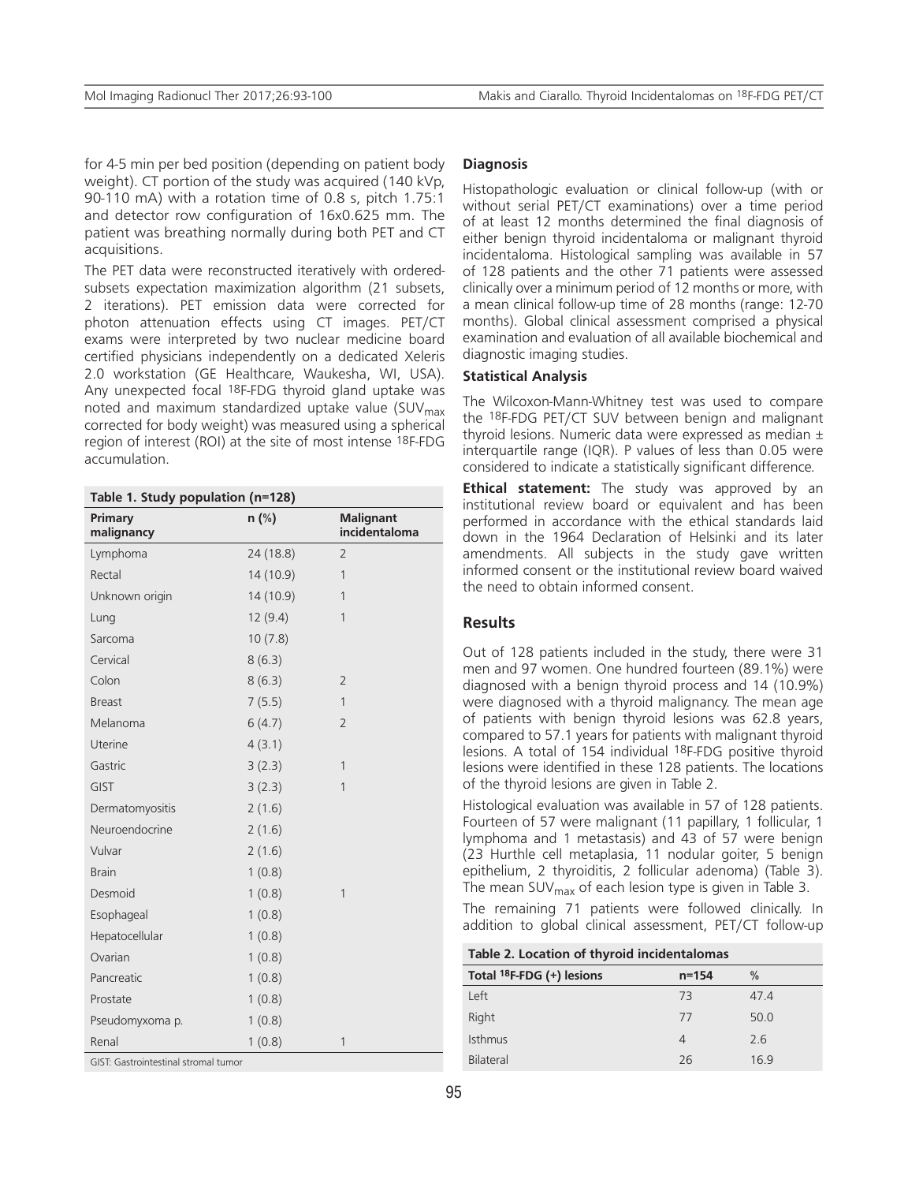for 4-5 min per bed position (depending on patient body weight). CT portion of the study was acquired (140 kVp, 90-110 mA) with a rotation time of 0.8 s, pitch 1.75:1 and detector row configuration of 16x0.625 mm. The patient was breathing normally during both PET and CT acquisitions.

The PET data were reconstructed iteratively with ordered-subsets expectation maximization algorithm (21 subsets, 2 iterations). PET emission data were corrected for photon attenuation effects using CT images. PET/CT exams were interpreted by two nuclear medicine board certified physicians independently on a dedicated Xeleris 2.0 workstation (GE Healthcare, Waukesha, WI, USA). Any unexpected focal $^{18}$F-FDG thyroid gland uptake was noted and maximum standardized uptake value ($SUV_{max}$ corrected for body weight) was measured using a spherical region of interest (ROI) at the site of most intense $^{18}$F-FDG accumulation.

**Table 1. Study population (n=128)**

| Primary malignancy | n (%) | Malignant incidentaloma |
|---|---|---|
| Lymphoma | 24 (18.8) | 2 |
| Rectal | 14 (10.9) | 1 |
| Unknown origin | 14 (10.9) | 1 |
| Lung | 12 (9.4) | 1 |
| Sarcoma | 10 (7.8) | |
| Cervical | 8 (6.3) | |
| Colon | 8 (6.3) | 2 |
| Breast | 7 (5.5) | 1 |
| Melanoma | 6 (4.7) | 2 |
| Uterine | 4 (3.1) | |
| Gastric | 3 (2.3) | 1 |
| GIST | 3 (2.3) | 1 |
| Dermatomyositis | 2 (1.6) | |
| Neuroendocrine | 2 (1.6) | |
| Vulvar | 2 (1.6) | |
| Brain | 1 (0.8) | |
| Desmoid | 1 (0.8) | 1 |
| Esophageal | 1 (0.8) | |
| Hepatocellular | 1 (0.8) | |
| Ovarian | 1 (0.8) | |
| Pancreatic | 1 (0.8) | |
| Prostate | 1 (0.8) | |
| Pseudomyxoma p. | 1 (0.8) | |
| Renal | 1 (0.8) | 1 |

GIST: Gastrointestinal stromal tumor

### Diagnosis

Histopathologic evaluation or clinical follow-up (with or without serial PET/CT examinations) over a time period of at least 12 months determined the final diagnosis of either benign thyroid incidentaloma or malignant thyroid incidentaloma. Histological sampling was available in 57 of 128 patients and the other 71 patients were assessed clinically over a minimum period of 12 months or more, with a mean clinical follow-up time of 28 months (range: 12-70 months). Global clinical assessment comprised a physical examination and evaluation of all available biochemical and diagnostic imaging studies.

### Statistical Analysis

The Wilcoxon-Mann-Whitney test was used to compare the $^{18}$F-FDG PET/CT SUV between benign and malignant thyroid lesions. Numeric data were expressed as median ± interquartile range (IQR). P values of less than 0.05 were considered to indicate a statistically significant difference.

**Ethical statement:** The study was approved by an institutional review board or equivalent and has been performed in accordance with the ethical standards laid down in the 1964 Declaration of Helsinki and its later amendments. All subjects in the study gave written informed consent or the institutional review board waived the need to obtain informed consent.

## Results

Out of 128 patients included in the study, there were 31 men and 97 women. One hundred fourteen (89.1%) were diagnosed with a benign thyroid process and 14 (10.9%) were diagnosed with a thyroid malignancy. The mean age of patients with benign thyroid lesions was 62.8 years, compared to 57.1 years for patients with malignant thyroid lesions. A total of 154 individual $^{18}$F-FDG positive thyroid lesions were identified in these 128 patients. The locations of the thyroid lesions are given in Table 2.

Histological evaluation was available in 57 of 128 patients. Fourteen of 57 were malignant (11 papillary, 1 follicular, 1 lymphoma and 1 metastasis) and 43 of 57 were benign (23 Hurthle cell metaplasia, 11 nodular goiter, 5 benign epithelium, 2 thyroiditis, 2 follicular adenoma) (Table 3). The mean $SUV_{max}$ of each lesion type is given in Table 3.

The remaining 71 patients were followed clinically. In addition to global clinical assessment, PET/CT follow-up

**Table 2. Location of thyroid incidentalomas**

| Total $^{18}$F-FDG (+) lesions | n=154 | % |
|---|---|---|
| Left | 73 | 47.4 |
| Right | 77 | 50.0 |
| Isthmus | 4 | 2.6 |
| Bilateral | 26 | 16.9 |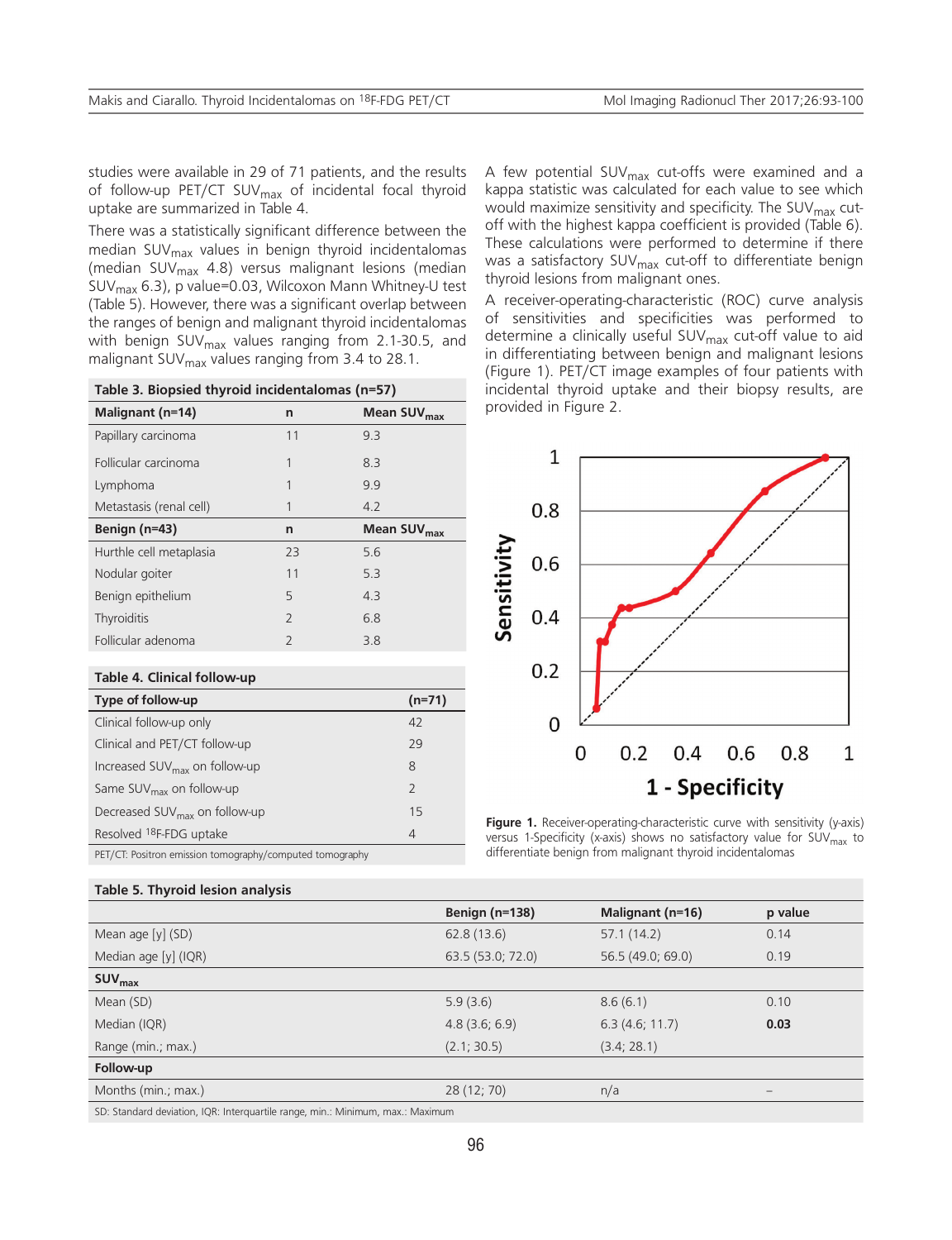studies were available in 29 of 71 patients, and the results of follow-up PET/CT $SUV_{max}$ of incidental focal thyroid uptake are summarized in Table 4.

There was a statistically significant difference between the median $SUV_{max}$ values in benign thyroid incidentalomas (median $SUV_{max}$ 4.8) versus malignant lesions (median $SUV_{max}$ 6.3), p value=0.03, Wilcoxon Mann Whitney-U test (Table 5). However, there was a significant overlap between the ranges of benign and malignant thyroid incidentalomas with benign $SUV_{max}$ values ranging from 2.1-30.5, and malignant $SUV_{max}$ values ranging from 3.4 to 28.1.

**Table 3. Biopsied thyroid incidentalomas (n=57)**

| **Malignant (n=14)** | **n** | **Mean $SUV_{max}$** |
|---|---|---|
| Papillary carcinoma | 11 | 9.3 |
| Follicular carcinoma | 1 | 8.3 |
| Lymphoma | 1 | 9.9 |
| Metastasis (renal cell) | 1 | 4.2 |
| **Benign (n=43)** | **n** | **Mean $SUV_{max}$** |
| Hurthle cell metaplasia | 23 | 5.6 |
| Nodular goiter | 11 | 5.3 |
| Benign epithelium | 5 | 4.3 |
| Thyroiditis | 2 | 6.8 |
| Follicular adenoma | 2 | 3.8 |

**Table 4. Clinical follow-up**

| **Type of follow-up** | **(n=71)** |
|---|---|
| Clinical follow-up only | 42 |
| Clinical and PET/CT follow-up | 29 |
| Increased $SUV_{max}$ on follow-up | 8 |
| Same $SUV_{max}$ on follow-up | 2 |
| Decreased $SUV_{max}$ on follow-up | 15 |
| Resolved $^{18}$F-FDG uptake | 4 |

PET/CT: Positron emission tomography/computed tomography

A few potential $SUV_{max}$ cut-offs were examined and a kappa statistic was calculated for each value to see which would maximize sensitivity and specificity. The $SUV_{max}$ cut-off with the highest kappa coefficient is provided (Table 6). These calculations were performed to determine if there was a satisfactory $SUV_{max}$ cut-off to differentiate benign thyroid lesions from malignant ones.

A receiver-operating-characteristic (ROC) curve analysis of sensitivities and specificities was performed to determine a clinically useful $SUV_{max}$ cut-off value to aid in differentiating between benign and malignant lesions (Figure 1). PET/CT image examples of four patients with incidental thyroid uptake and their biopsy results, are provided in Figure 2.

Sensitivity
1
0.8
0.6
0.4
0.2
0
0 0.2 0.4 0.6 0.8 1
1 - Specificity

**Figure 1.** Receiver-operating-characteristic curve with sensitivity (y-axis) versus 1-Specificity (x-axis) shows no satisfactory value for $SUV_{max}$ to differentiate benign from malignant thyroid incidentalomas

**Table 5. Thyroid lesion analysis**

| | **Benign (n=138)** | **Malignant (n=16)** | **p value** |
|---|---|---|---|
| Mean age [y] (SD) | 62.8 (13.6) | 57.1 (14.2) | 0.14 |
| Median age [y] (IQR) | 63.5 (53.0; 72.0) | 56.5 (49.0; 69.0) | 0.19 |
| **$SUV_{max}$** | | | |
| Mean (SD) | 5.9 (3.6) | 8.6 (6.1) | 0.10 |
| Median (IQR) | 4.8 (3.6; 6.9) | 6.3 (4.6; 11.7) | **0.03** |
| Range (min.; max.) | (2.1; 30.5) | (3.4; 28.1) | |
| **Follow-up** | | | |
| Months (min.; max.) | 28 (12; 70) | n/a | – |

SD: Standard deviation, IQR: Interquartile range, min.: Minimum, max.: Maximum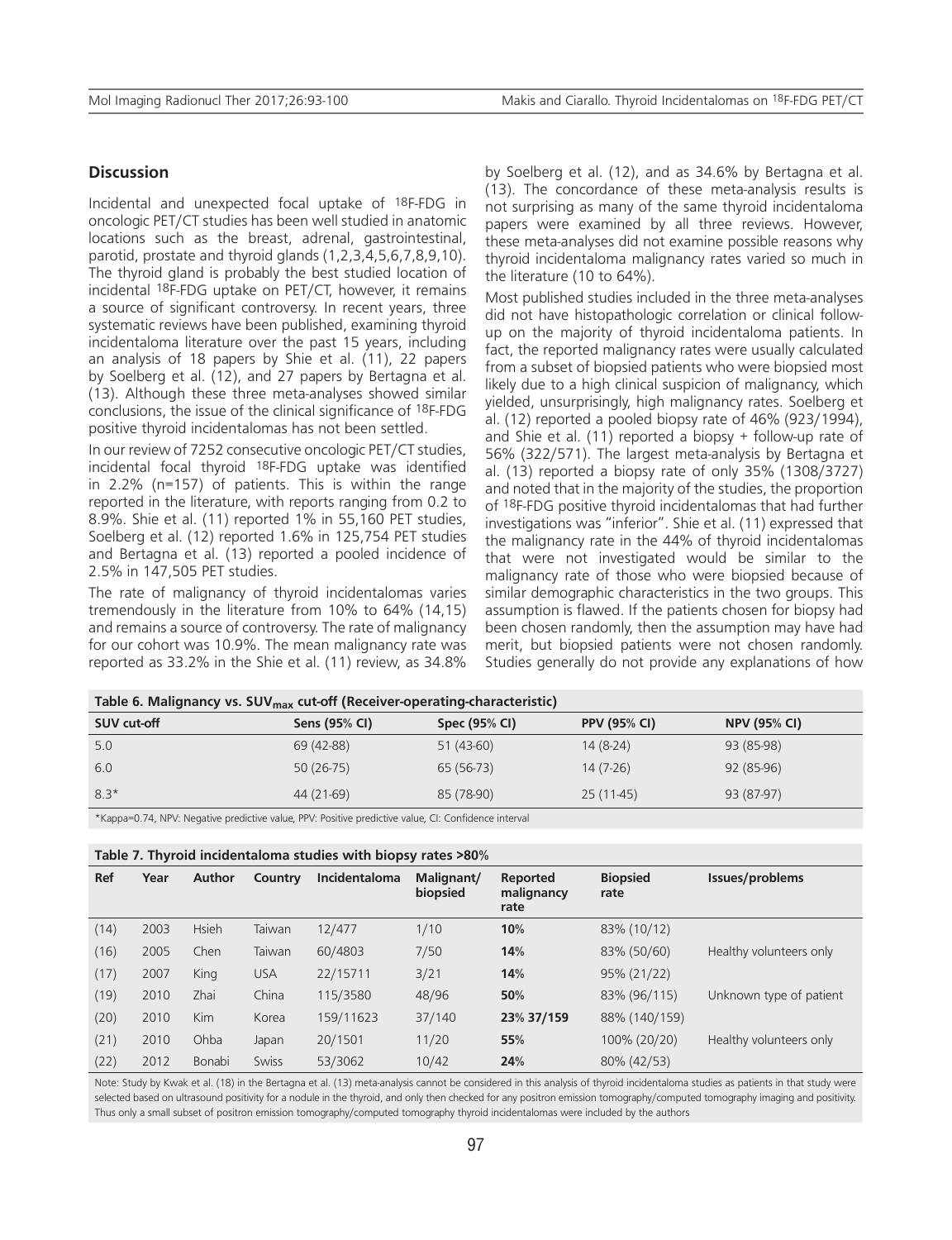## Discussion

Incidental and unexpected focal uptake of $^{18}$F-FDG in oncologic PET/CT studies has been well studied in anatomic locations such as the breast, adrenal, gastrointestinal, parotid, prostate and thyroid glands (1,2,3,4,5,6,7,8,9,10). The thyroid gland is probably the best studied location of incidental $^{18}$F-FDG uptake on PET/CT, however, it remains a source of significant controversy. In recent years, three systematic reviews have been published, examining thyroid incidentaloma literature over the past 15 years, including an analysis of 18 papers by Shie et al. (11), 22 papers by Soelberg et al. (12), and 27 papers by Bertagna et al. (13). Although these three meta-analyses showed similar conclusions, the issue of the clinical significance of $^{18}$F-FDG positive thyroid incidentalomas has not been settled.

In our review of 7252 consecutive oncologic PET/CT studies, incidental focal thyroid $^{18}$F-FDG uptake was identified in 2.2% (n=157) of patients. This is within the range reported in the literature, with reports ranging from 0.2 to 8.9%. Shie et al. (11) reported 1% in 55,160 PET studies, Soelberg et al. (12) reported 1.6% in 125,754 PET studies and Bertagna et al. (13) reported a pooled incidence of 2.5% in 147,505 PET studies.

The rate of malignancy of thyroid incidentalomas varies tremendously in the literature from 10% to 64% (14,15) and remains a source of controversy. The rate of malignancy for our cohort was 10.9%. The mean malignancy rate was reported as 33.2% in the Shie et al. (11) review, as 34.8% by Soelberg et al. (12), and as 34.6% by Bertagna et al. (13). The concordance of these meta-analysis results is not surprising as many of the same thyroid incidentaloma papers were examined by all three reviews. However, these meta-analyses did not examine possible reasons why thyroid incidentaloma malignancy rates varied so much in the literature (10 to 64%).

Most published studies included in the three meta-analyses did not have histopathologic correlation or clinical follow-up on the majority of thyroid incidentaloma patients. In fact, the reported malignancy rates were usually calculated from a subset of biopsied patients who were biopsied most likely due to a high clinical suspicion of malignancy, which yielded, unsurprisingly, high malignancy rates. Soelberg et al. (12) reported a pooled biopsy rate of 46% (923/1994), and Shie et al. (11) reported a biopsy + follow-up rate of 56% (322/571). The largest meta-analysis by Bertagna et al. (13) reported a biopsy rate of only 35% (1308/3727) and noted that in the majority of the studies, the proportion of $^{18}$F-FDG positive thyroid incidentalomas that had further investigations was "inferior". Shie et al. (11) expressed that the malignancy rate in the 44% of thyroid incidentalomas that were not investigated would be similar to the malignancy rate of those who were biopsied because of similar demographic characteristics in the two groups. This assumption is flawed. If the patients chosen for biopsy had been chosen randomly, then the assumption may have had merit, but biopsied patients were not chosen randomly. Studies generally do not provide any explanations of how

**Table 6. Malignancy vs. $SUV_{max}$ cut-off (Receiver-operating-characteristic)**

| SUV cut-off | Sens (95% CI) | Spec (95% CI) | PPV (95% CI) | NPV (95% CI) |
|---|---|---|---|---|
| 5.0 | 69 (42-88) | 51 (43-60) | 14 (8-24) | 93 (85-98) |
| 6.0 | 50 (26-75) | 65 (56-73) | 14 (7-26) | 92 (85-96) |
| 8.3* | 44 (21-69) | 85 (78-90) | 25 (11-45) | 93 (87-97) |

*Kappa=0.74, NPV: Negative predictive value, PPV: Positive predictive value, CI: Confidence interval

**Table 7. Thyroid incidentaloma studies with biopsy rates >80%**

| Ref | Year | Author | Country | Incidentaloma | Malignant/ biopsied | Reported malignancy rate | Biopsied rate | Issues/problems |
|---|---|---|---|---|---|---|---|---|
| (14) | 2003 | Hsieh | Taiwan | 12/477 | 1/10 | **10%** | 83% (10/12) | |
| (16) | 2005 | Chen | Taiwan | 60/4803 | 7/50 | **14%** | 83% (50/60) | Healthy volunteers only |
| (17) | 2007 | King | USA | 22/15711 | 3/21 | **14%** | 95% (21/22) | |
| (19) | 2010 | Zhai | China | 115/3580 | 48/96 | **50%** | 83% (96/115) | Unknown type of patient |
| (20) | 2010 | Kim | Korea | 159/11623 | 37/140 | **23% 37/159** | 88% (140/159) | |
| (21) | 2010 | Ohba | Japan | 20/1501 | 11/20 | **55%** | 100% (20/20) | Healthy volunteers only |
| (22) | 2012 | Bonabi | Swiss | 53/3062 | 10/42 | **24%** | 80% (42/53) | |

Note: Study by Kwak et al. (18) in the Bertagna et al. (13) meta-analysis cannot be considered in this analysis of thyroid incidentaloma studies as patients in that study were selected based on ultrasound positivity for a nodule in the thyroid, and only then checked for any positron emission tomography/computed tomography imaging and positivity. Thus only a small subset of positron emission tomography/computed tomography thyroid incidentalomas were included by the authors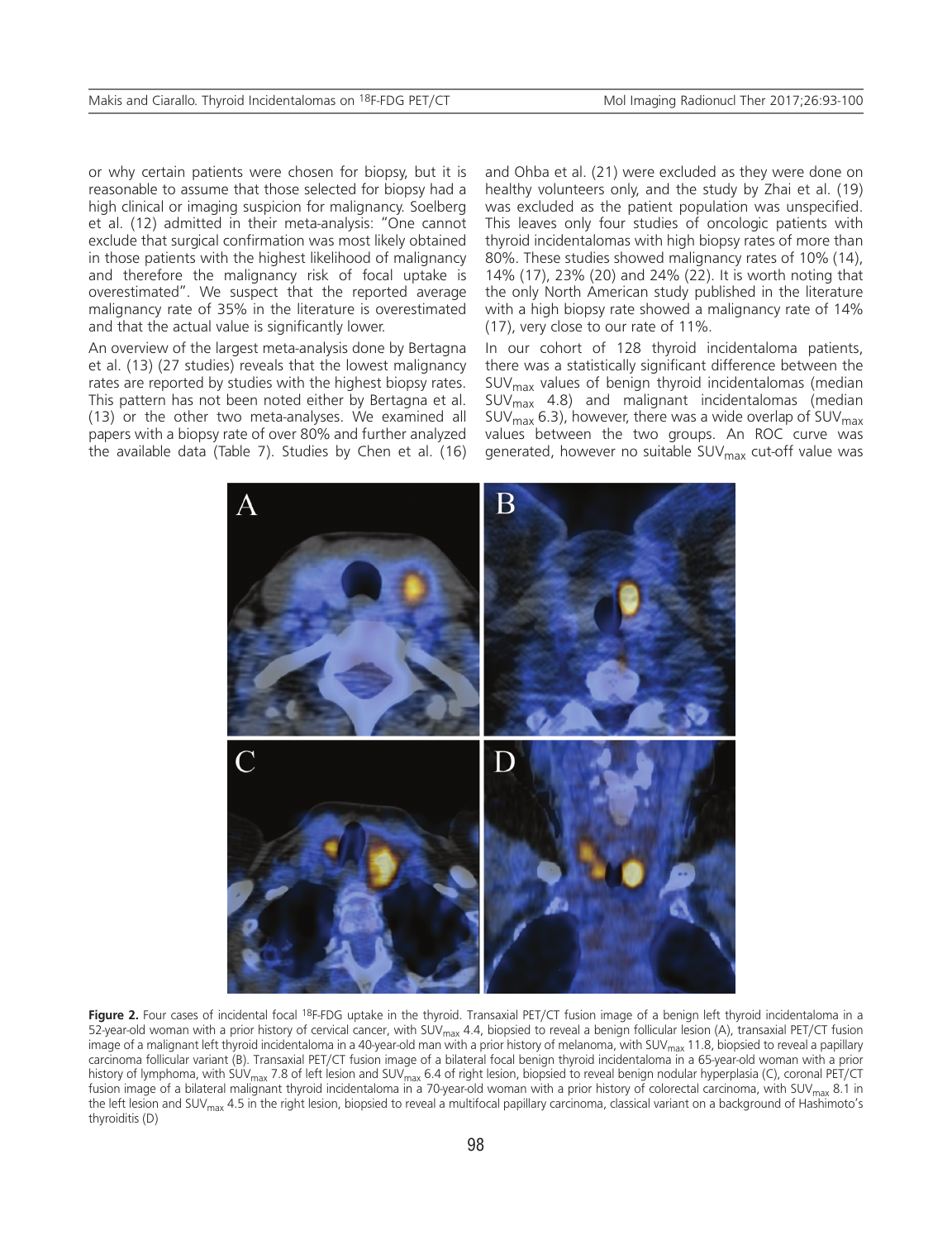or why certain patients were chosen for biopsy, but it is reasonable to assume that those selected for biopsy had a high clinical or imaging suspicion for malignancy. Soelberg et al. (12) admitted in their meta-analysis: "One cannot exclude that surgical confirmation was most likely obtained in those patients with the highest likelihood of malignancy and therefore the malignancy risk of focal uptake is overestimated". We suspect that the reported average malignancy rate of 35% in the literature is overestimated and that the actual value is significantly lower.

An overview of the largest meta-analysis done by Bertagna et al. (13) (27 studies) reveals that the lowest malignancy rates are reported by studies with the highest biopsy rates. This pattern has not been noted either by Bertagna et al. (13) or the other two meta-analyses. We examined all papers with a biopsy rate of over 80% and further analyzed the available data (Table 7). Studies by Chen et al. (16) and Ohba et al. (21) were excluded as they were done on healthy volunteers only, and the study by Zhai et al. (19) was excluded as the patient population was unspecified. This leaves only four studies of oncologic patients with thyroid incidentalomas with high biopsy rates of more than 80%. These studies showed malignancy rates of 10% (14), 14% (17), 23% (20) and 24% (22). It is worth noting that the only North American study published in the literature with a high biopsy rate showed a malignancy rate of 14% (17), very close to our rate of 11%.

In our cohort of 128 thyroid incidentaloma patients, there was a statistically significant difference between the $SUV_{max}$ values of benign thyroid incidentalomas (median $SUV_{max}$ 4.8) and malignant incidentalomas (median $SUV_{max}$ 6.3), however, there was a wide overlap of $SUV_{max}$ values between the two groups. An ROC curve was generated, however no suitable $SUV_{max}$ cut-off value was

A

B

C

D

**Figure 2.** Four cases of incidental focal [18]F-FDG uptake in the thyroid. Transaxial PET/CT fusion image of a benign left thyroid incidentaloma in a 52-year-old woman with a prior history of cervical cancer, with $SUV_{max}$ 4.4, biopsied to reveal a benign follicular lesion (A), transaxial PET/CT fusion image of a malignant left thyroid incidentaloma in a 40-year-old man with a prior history of melanoma, with $SUV_{max}$ 11.8, biopsied to reveal a papillary carcinoma follicular variant (B). Transaxial PET/CT fusion image of a bilateral focal benign thyroid incidentaloma in a 65-year-old woman with a prior history of lymphoma, with $SUV_{max}$ 7.8 of left lesion and $SUV_{max}$ 6.4 of right lesion, biopsied to reveal benign nodular hyperplasia (C), coronal PET/CT fusion image of a bilateral malignant thyroid incidentaloma in a 70-year-old woman with a prior history of colorectal carcinoma, with $SUV_{max}$ 8.1 in the left lesion and $SUV_{max}$ 4.5 in the right lesion, biopsied to reveal a multifocal papillary carcinoma, classical variant on a background of Hashimoto's thyroiditis (D)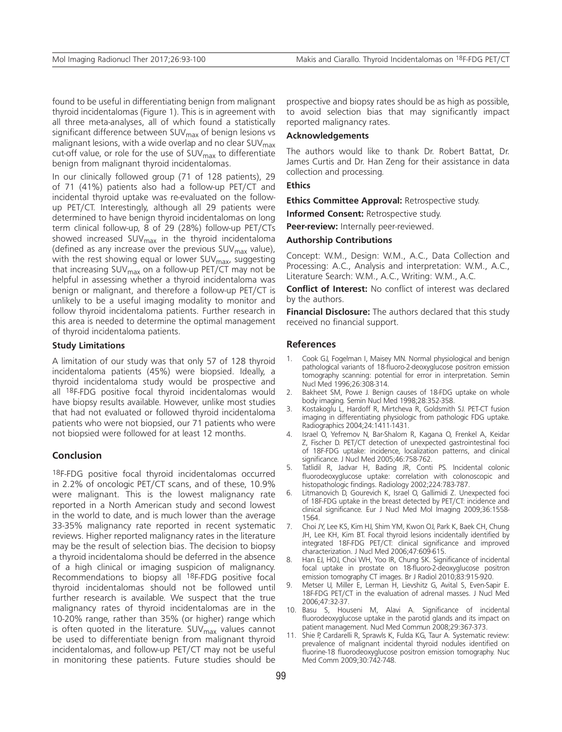found to be useful in differentiating benign from malignant thyroid incidentalomas (Figure 1). This is in agreement with all three meta-analyses, all of which found a statistically significant difference between $SUV_{max}$ of benign lesions vs malignant lesions, with a wide overlap and no clear $SUV_{max}$ cut-off value, or role for the use of $SUV_{max}$ to differentiate benign from malignant thyroid incidentalomas.

In our clinically followed group (71 of 128 patients), 29 of 71 (41%) patients also had a follow-up PET/CT and incidental thyroid uptake was re-evaluated on the follow-up PET/CT. Interestingly, although all 29 patients were determined to have benign thyroid incidentalomas on long term clinical follow-up, 8 of 29 (28%) follow-up PET/CTs showed increased $SUV_{max}$ in the thyroid incidentaloma (defined as any increase over the previous $SUV_{max}$ value), with the rest showing equal or lower $SUV_{max}$, suggesting that increasing $SUV_{max}$ on a follow-up PET/CT may not be helpful in assessing whether a thyroid incidentaloma was benign or malignant, and therefore a follow-up PET/CT is unlikely to be a useful imaging modality to monitor and follow thyroid incidentaloma patients. Further research in this area is needed to determine the optimal management of thyroid incidentaloma patients.

### Study Limitations

A limitation of our study was that only 57 of 128 thyroid incidentaloma patients (45%) were biopsied. Ideally, a thyroid incidentaloma study would be prospective and all $^{18}$F-FDG positive focal thyroid incidentalomas would have biopsy results available. However, unlike most studies that had not evaluated or followed thyroid incidentaloma patients who were not biopsied, our 71 patients who were not biopsied were followed for at least 12 months.

## Conclusion

$^{18}$F-FDG positive focal thyroid incidentalomas occurred in 2.2% of oncologic PET/CT scans, and of these, 10.9% were malignant. This is the lowest malignancy rate reported in a North American study and second lowest in the world to date, and is much lower than the average 33-35% malignancy rate reported in recent systematic reviews. Higher reported malignancy rates in the literature may be the result of selection bias. The decision to biopsy a thyroid incidentaloma should be deferred in the absence of a high clinical or imaging suspicion of malignancy. Recommendations to biopsy all $^{18}$F-FDG positive focal thyroid incidentalomas should not be followed until further research is available. We suspect that the true malignancy rates of thyroid incidentalomas are in the 10-20% range, rather than 35% (or higher) range which is often quoted in the literature. $SUV_{max}$ values cannot be used to differentiate benign from malignant thyroid incidentalomas, and follow-up PET/CT may not be useful in monitoring these patients. Future studies should be prospective and biopsy rates should be as high as possible, to avoid selection bias that may significantly impact reported malignancy rates.

### Acknowledgements

The authors would like to thank Dr. Robert Battat, Dr. James Curtis and Dr. Han Zeng for their assistance in data collection and processing.

### Ethics

**Ethics Committee Approval:** Retrospective study.

**Informed Consent:** Retrospective study.

**Peer-review:** Internally peer-reviewed.

### Authorship Contributions

Concept: W.M., Design: W.M., A.C., Data Collection and Processing: A.C., Analysis and interpretation: W.M., A.C., Literature Search: W.M., A.C., Writing: W.M., A.C.

**Conflict of Interest:** No conflict of interest was declared by the authors.

**Financial Disclosure:** The authors declared that this study received no financial support.

## References

1. Cook GJ, Fogelman I, Maisey MN. Normal physiological and benign pathological variants of 18-fluoro-2-deoxyglucose positron emission tomography scanning: potential for error in interpretation. Semin Nucl Med 1996;26:308-314.
2. Bakheet SM, Powe J. Benign causes of 18-FDG uptake on whole body imaging. Semin Nucl Med 1998;28:352-358.
3. Kostakoglu L, Hardoff R, Mirtcheva R, Goldsmith SJ. PET-CT fusion imaging in differentiating physiologic from pathologic FDG uptake. Radiographics 2004;24:1411-1431.
4. Israel O, Yefremov N, Bar-Shalom R, Kagana O, Frenkel A, Keidar Z, Fischer D. PET/CT detection of unexpected gastrointestinal foci of 18F-FDG uptake: incidence, localization patterns, and clinical significance. J Nucl Med 2005;46:758-762.
5. Tatlidil R, Jadvar H, Bading JR, Conti PS. Incidental colonic fluorodeoxyglucose uptake: correlation with colonoscopic and histopathologic findings. Radiology 2002;224:783-787.
6. Litmanovich D, Gourevich K, Israel O, Gallimidi Z. Unexpected foci of 18F-FDG uptake in the breast detected by PET/CT: incidence and clinical significance. Eur J Nucl Med Mol Imaging 2009;36:1558-1564.
7. Choi JY, Lee KS, Kim HJ, Shim YM, Kwon OJ, Park K, Baek CH, Chung JH, Lee KH, Kim BT. Focal thyroid lesions incidentally identified by integrated 18F-FDG PET/CT: clinical significance and improved characterization. J Nucl Med 2006;47:609-615.
8. Han EJ, HOJ, Choi WH, Yoo IR, Chung SK. Significance of incidental focal uptake in prostate on 18-fluoro-2-deoxyglucose positron emission tomography CT images. Br J Radiol 2010;83:915-920.
9. Metser U, Miller E, Lerman H, Lievshitz G, Avital S, Even-Sapir E. 18F-FDG PET/CT in the evaluation of adrenal masses. J Nucl Med 2006;47:32-37.
10. Basu S, Houseni M, Alavi A. Significance of incidental fluorodeoxyglucose uptake in the parotid glands and its impact on patient management. Nucl Med Commun 2008;29:367-373.
11. Shie P, Cardarelli R, Sprawls K, Fulda KG, Taur A. Systematic review: prevalence of malignant incidental thyroid nodules identified on fluorine-18 fluorodeoxyglucose positron emission tomography. Nuc Med Comm 2009;30:742-748.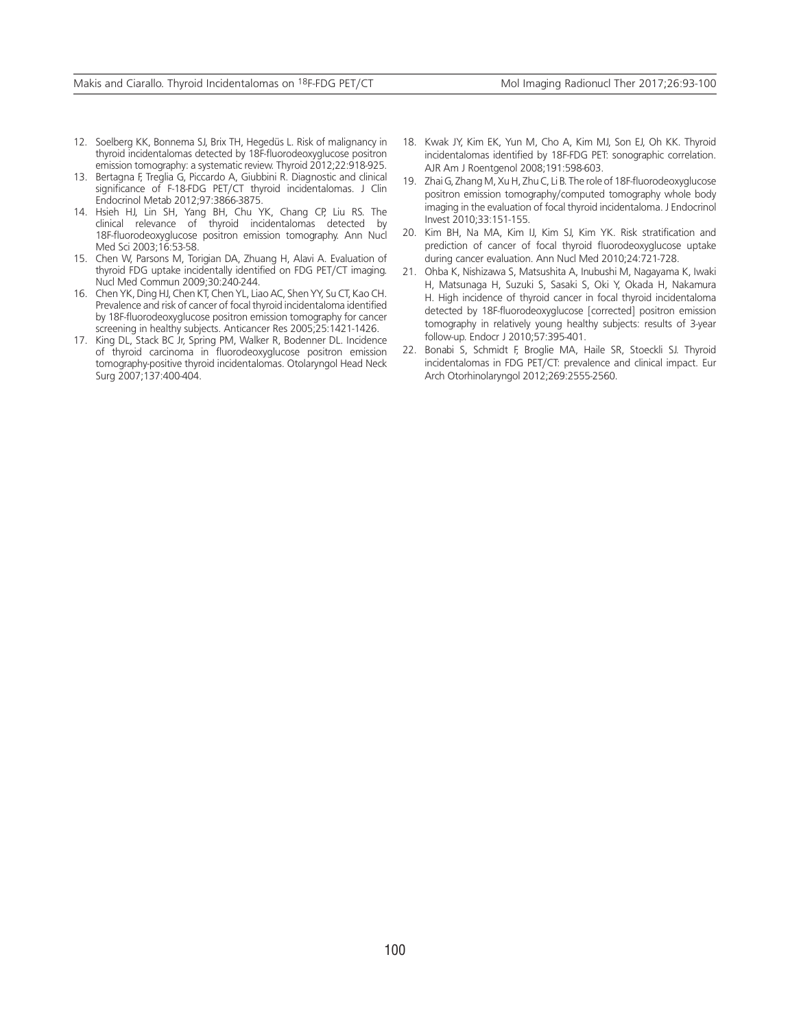12. Soelberg KK, Bonnema SJ, Brix TH, Hegedüs L. Risk of malignancy in thyroid incidentalomas detected by 18F-fluorodeoxyglucose positron emission tomography: a systematic review. Thyroid 2012;22:918-925.
13. Bertagna F, Treglia G, Piccardo A, Giubbini R. Diagnostic and clinical significance of F-18-FDG PET/CT thyroid incidentalomas. J Clin Endocrinol Metab 2012;97:3866-3875.
14. Hsieh HJ, Lin SH, Yang BH, Chu YK, Chang CP, Liu RS. The clinical relevance of thyroid incidentalomas detected by 18F-fluorodeoxyglucose positron emission tomography. Ann Nucl Med Sci 2003;16:53-58.
15. Chen W, Parsons M, Torigian DA, Zhuang H, Alavi A. Evaluation of thyroid FDG uptake incidentally identified on FDG PET/CT imaging. Nucl Med Commun 2009;30:240-244.
16. Chen YK, Ding HJ, Chen KT, Chen YL, Liao AC, Shen YY, Su CT, Kao CH. Prevalence and risk of cancer of focal thyroid incidentaloma identified by 18F-fluorodeoxyglucose positron emission tomography for cancer screening in healthy subjects. Anticancer Res 2005;25:1421-1426.
17. King DL, Stack BC Jr, Spring PM, Walker R, Bodenner DL. Incidence of thyroid carcinoma in fluorodeoxyglucose positron emission tomography-positive thyroid incidentalomas. Otolaryngol Head Neck Surg 2007;137:400-404.
18. Kwak JY, Kim EK, Yun M, Cho A, Kim MJ, Son EJ, Oh KK. Thyroid incidentalomas identified by 18F-FDG PET: sonographic correlation. AJR Am J Roentgenol 2008;191:598-603.
19. Zhai G, Zhang M, Xu H, Zhu C, Li B. The role of 18F-fluorodeoxyglucose positron emission tomography/computed tomography whole body imaging in the evaluation of focal thyroid incidentaloma. J Endocrinol Invest 2010;33:151-155.
20. Kim BH, Na MA, Kim IJ, Kim SJ, Kim YK. Risk stratification and prediction of cancer of focal thyroid fluorodeoxyglucose uptake during cancer evaluation. Ann Nucl Med 2010;24:721-728.
21. Ohba K, Nishizawa S, Matsushita A, Inubushi M, Nagayama K, Iwaki H, Matsunaga H, Suzuki S, Sasaki S, Oki Y, Okada H, Nakamura H. High incidence of thyroid cancer in focal thyroid incidentaloma detected by 18F-fluorodeoxyglucose [corrected] positron emission tomography in relatively young healthy subjects: results of 3-year follow-up. Endocr J 2010;57:395-401.
22. Bonabi S, Schmidt F, Broglie MA, Haile SR, Stoeckli SJ. Thyroid incidentalomas in FDG PET/CT: prevalence and clinical impact. Eur Arch Otorhinolaryngol 2012;269:2555-2560.